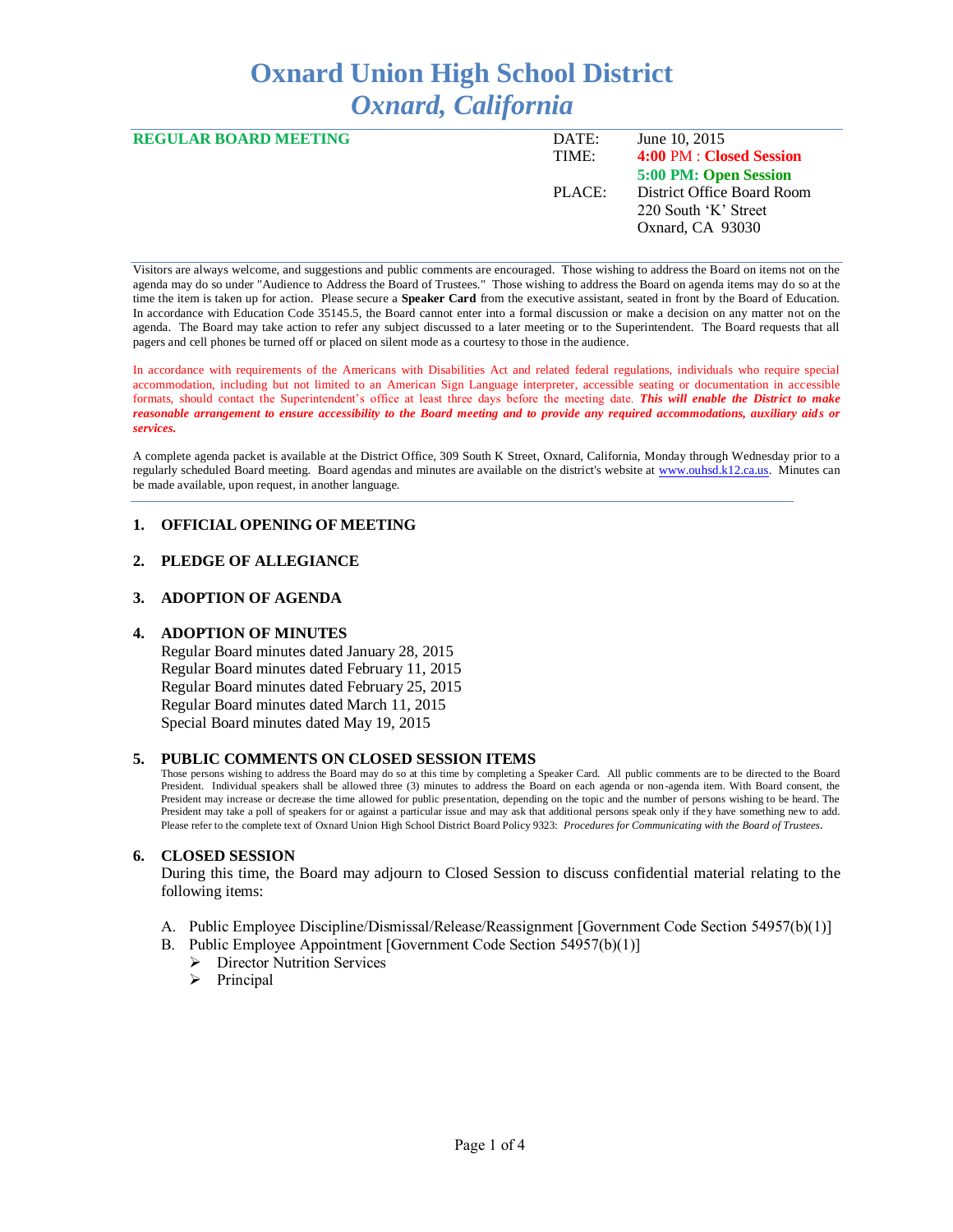# Oxnard Union High School District
## *Oxnard, California*

**REGULAR BOARD MEETING**

| | |
|---|---|
| DATE: | June 10, 2015 |
| TIME: | **4:00 PM : Closed Session** |
| | **5:00 PM: Open Session** |
| PLACE: | District Office Board Room |
| | 220 South 'K' Street |
| | Oxnard, CA 93030 |

Visitors are always welcome, and suggestions and public comments are encouraged. Those wishing to address the Board on items not on the agenda may do so under "Audience to Address the Board of Trustees." Those wishing to address the Board on agenda items may do so at the time the item is taken up for action. Please secure a **Speaker Card** from the executive assistant, seated in front by the Board of Education. In accordance with Education Code 35145.5, the Board cannot enter into a formal discussion or make a decision on any matter not on the agenda. The Board may take action to refer any subject discussed to a later meeting or to the Superintendent. The Board requests that all pagers and cell phones be turned off or placed on silent mode as a courtesy to those in the audience.

In accordance with requirements of the Americans with Disabilities Act and related federal regulations, individuals who require special accommodation, including but not limited to an American Sign Language interpreter, accessible seating or documentation in accessible formats, should contact the Superintendent's office at least three days before the meeting date. ***This will enable the District to make reasonable arrangement to ensure accessibility to the Board meeting and to provide any required accommodations, auxiliary aids or services.***

A complete agenda packet is available at the District Office, 309 South K Street, Oxnard, California, Monday through Wednesday prior to a regularly scheduled Board meeting. Board agendas and minutes are available on the district's website at www.ouhsd.k12.ca.us. Minutes can be made available, upon request, in another language.

### 1. OFFICIAL OPENING OF MEETING

### 2. PLEDGE OF ALLEGIANCE

### 3. ADOPTION OF AGENDA

### 4. ADOPTION OF MINUTES

Regular Board minutes dated January 28, 2015
Regular Board minutes dated February 11, 2015
Regular Board minutes dated February 25, 2015
Regular Board minutes dated March 11, 2015
Special Board minutes dated May 19, 2015

### 5. PUBLIC COMMENTS ON CLOSED SESSION ITEMS

Those persons wishing to address the Board may do so at this time by completing a Speaker Card. All public comments are to be directed to the Board President. Individual speakers shall be allowed three (3) minutes to address the Board on each agenda or non-agenda item. With Board consent, the President may increase or decrease the time allowed for public presentation, depending on the topic and the number of persons wishing to be heard. The President may take a poll of speakers for or against a particular issue and may ask that additional persons speak only if they have something new to add. Please refer to the complete text of Oxnard Union High School District Board Policy 9323: *Procedures for Communicating with the Board of Trustees*.

### 6. CLOSED SESSION

During this time, the Board may adjourn to Closed Session to discuss confidential material relating to the following items:

A. Public Employee Discipline/Dismissal/Release/Reassignment [Government Code Section 54957(b)(1)]

B. Public Employee Appointment [Government Code Section 54957(b)(1)]
   - Director Nutrition Services
   - Principal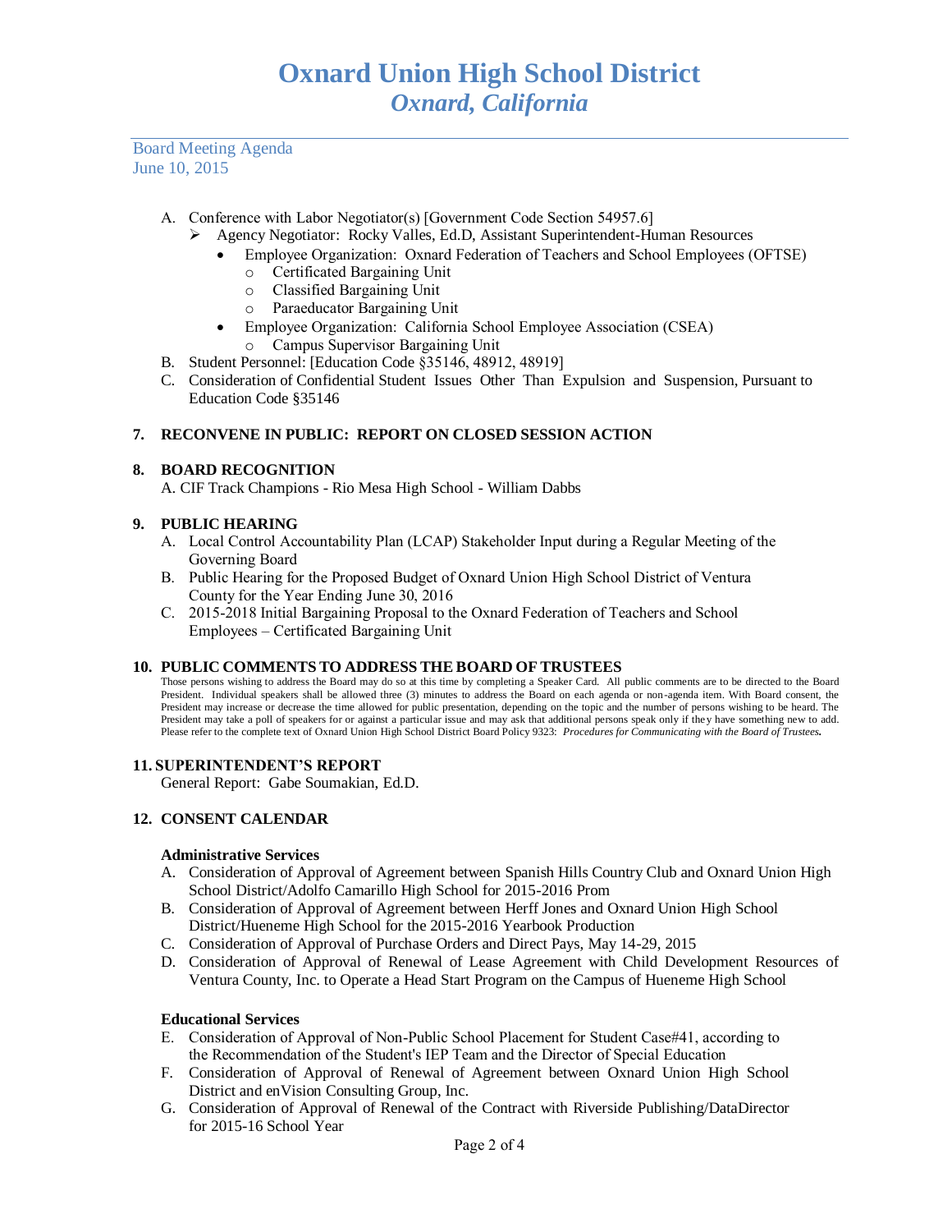A. Conference with Labor Negotiator(s) [Government Code Section 54957.6]
   - Agency Negotiator: Rocky Valles, Ed.D, Assistant Superintendent-Human Resources
     - Employee Organization: Oxnard Federation of Teachers and School Employees (OFTSE)
       - Certificated Bargaining Unit
       - Classified Bargaining Unit
       - Paraeducator Bargaining Unit
     - Employee Organization: California School Employee Association (CSEA)
       - Campus Supervisor Bargaining Unit

B. Student Personnel: [Education Code §35146, 48912, 48919]

C. Consideration of Confidential Student Issues Other Than Expulsion and Suspension, Pursuant to Education Code §35146

**7. RECONVENE IN PUBLIC: REPORT ON CLOSED SESSION ACTION**

**8. BOARD RECOGNITION**

A. CIF Track Champions - Rio Mesa High School - William Dabbs

**9. PUBLIC HEARING**

A. Local Control Accountability Plan (LCAP) Stakeholder Input during a Regular Meeting of the Governing Board

B. Public Hearing for the Proposed Budget of Oxnard Union High School District of Ventura County for the Year Ending June 30, 2016

C. 2015-2018 Initial Bargaining Proposal to the Oxnard Federation of Teachers and School Employees – Certificated Bargaining Unit

**10. PUBLIC COMMENTS TO ADDRESS THE BOARD OF TRUSTEES**

Those persons wishing to address the Board may do so at this time by completing a Speaker Card. All public comments are to be directed to the Board President. Individual speakers shall be allowed three (3) minutes to address the Board on each agenda or non-agenda item. With Board consent, the President may increase or decrease the time allowed for public presentation, depending on the topic and the number of persons wishing to be heard. The President may take a poll of speakers for or against a particular issue and may ask that additional persons speak only if they have something new to add. Please refer to the complete text of Oxnard Union High School District Board Policy 9323: *Procedures for Communicating with the Board of Trustees.*

**11. SUPERINTENDENT'S REPORT**

General Report: Gabe Soumakian, Ed.D.

**12. CONSENT CALENDAR**

**Administrative Services**

A. Consideration of Approval of Agreement between Spanish Hills Country Club and Oxnard Union High School District/Adolfo Camarillo High School for 2015-2016 Prom

B. Consideration of Approval of Agreement between Herff Jones and Oxnard Union High School District/Hueneme High School for the 2015-2016 Yearbook Production

C. Consideration of Approval of Purchase Orders and Direct Pays, May 14-29, 2015

D. Consideration of Approval of Renewal of Lease Agreement with Child Development Resources of Ventura County, Inc. to Operate a Head Start Program on the Campus of Hueneme High School

**Educational Services**

E. Consideration of Approval of Non-Public School Placement for Student Case#41, according to the Recommendation of the Student's IEP Team and the Director of Special Education

F. Consideration of Approval of Renewal of Agreement between Oxnard Union High School District and enVision Consulting Group, Inc.

G. Consideration of Approval of Renewal of the Contract with Riverside Publishing/DataDirector for 2015-16 School Year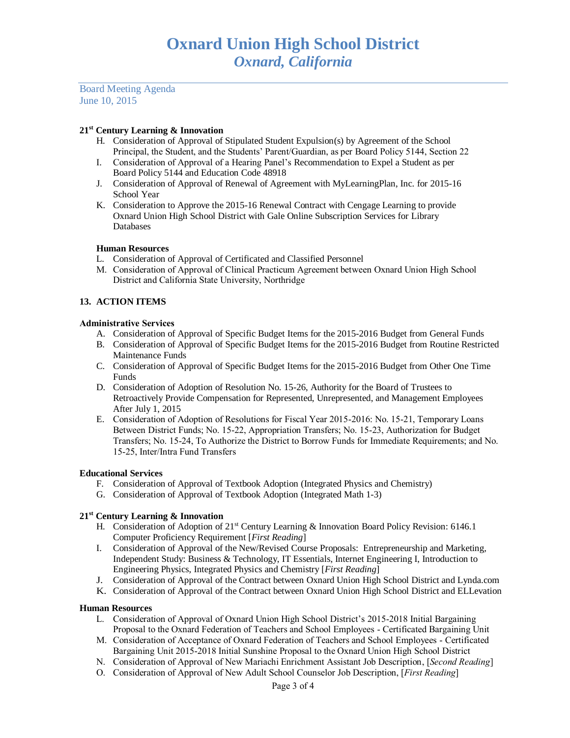**21st Century Learning & Innovation**

H. Consideration of Approval of Stipulated Student Expulsion(s) by Agreement of the School Principal, the Student, and the Students' Parent/Guardian, as per Board Policy 5144, Section 22
I. Consideration of Approval of a Hearing Panel's Recommendation to Expel a Student as per Board Policy 5144 and Education Code 48918
J. Consideration of Approval of Renewal of Agreement with MyLearningPlan, Inc. for 2015-16 School Year
K. Consideration to Approve the 2015-16 Renewal Contract with Cengage Learning to provide Oxnard Union High School District with Gale Online Subscription Services for Library Databases

**Human Resources**

L. Consideration of Approval of Certificated and Classified Personnel
M. Consideration of Approval of Clinical Practicum Agreement between Oxnard Union High School District and California State University, Northridge

## 13. ACTION ITEMS

**Administrative Services**

A. Consideration of Approval of Specific Budget Items for the 2015-2016 Budget from General Funds
B. Consideration of Approval of Specific Budget Items for the 2015-2016 Budget from Routine Restricted Maintenance Funds
C. Consideration of Approval of Specific Budget Items for the 2015-2016 Budget from Other One Time Funds
D. Consideration of Adoption of Resolution No. 15-26, Authority for the Board of Trustees to Retroactively Provide Compensation for Represented, Unrepresented, and Management Employees After July 1, 2015
E. Consideration of Adoption of Resolutions for Fiscal Year 2015-2016: No. 15-21, Temporary Loans Between District Funds; No. 15-22, Appropriation Transfers; No. 15-23, Authorization for Budget Transfers; No. 15-24, To Authorize the District to Borrow Funds for Immediate Requirements; and No. 15-25, Inter/Intra Fund Transfers

**Educational Services**

F. Consideration of Approval of Textbook Adoption (Integrated Physics and Chemistry)
G. Consideration of Approval of Textbook Adoption (Integrated Math 1-3)

**21st Century Learning & Innovation**

H. Consideration of Adoption of 21st Century Learning & Innovation Board Policy Revision: 6146.1 Computer Proficiency Requirement [*First Reading*]
I. Consideration of Approval of the New/Revised Course Proposals: Entrepreneurship and Marketing, Independent Study: Business & Technology, IT Essentials, Internet Engineering I, Introduction to Engineering Physics, Integrated Physics and Chemistry [*First Reading*]
J. Consideration of Approval of the Contract between Oxnard Union High School District and Lynda.com
K. Consideration of Approval of the Contract between Oxnard Union High School District and ELLevation

**Human Resources**

L. Consideration of Approval of Oxnard Union High School District's 2015-2018 Initial Bargaining Proposal to the Oxnard Federation of Teachers and School Employees - Certificated Bargaining Unit
M. Consideration of Acceptance of Oxnard Federation of Teachers and School Employees - Certificated Bargaining Unit 2015-2018 Initial Sunshine Proposal to the Oxnard Union High School District
N. Consideration of Approval of New Mariachi Enrichment Assistant Job Description, [*Second Reading*]
O. Consideration of Approval of New Adult School Counselor Job Description, [*First Reading*]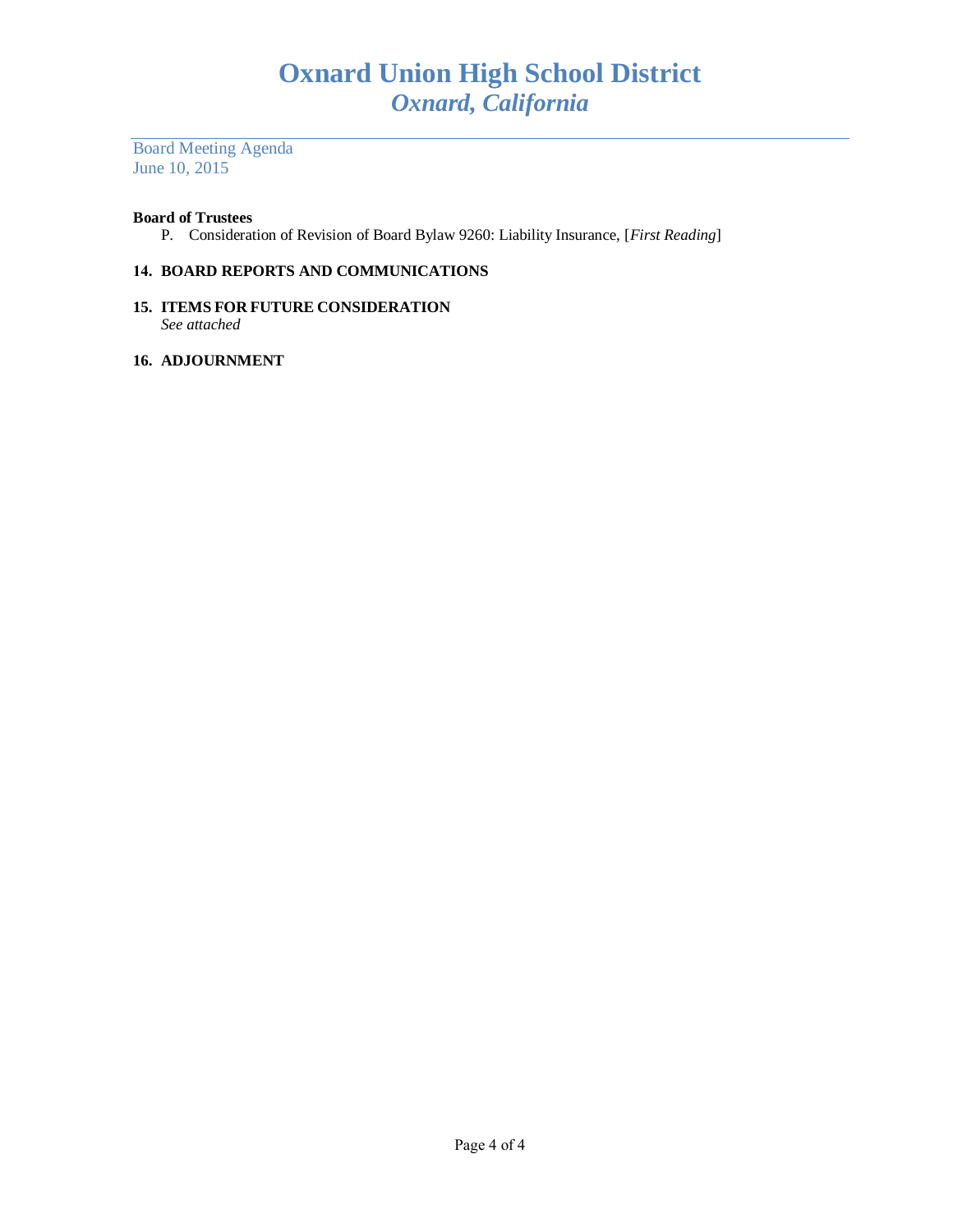**Board of Trustees**

P. Consideration of Revision of Board Bylaw 9260: Liability Insurance, [*First Reading*]

**14. BOARD REPORTS AND COMMUNICATIONS**

**15. ITEMS FOR FUTURE CONSIDERATION**

*See attached*

**16. ADJOURNMENT**